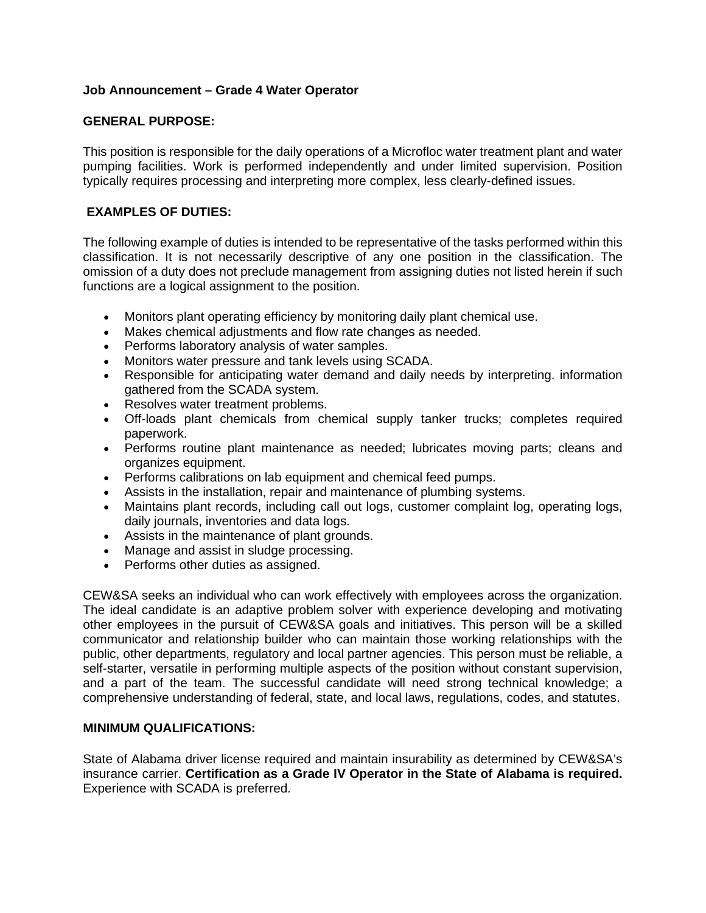**Job Announcement – Grade 4 Water Operator**

**GENERAL PURPOSE:**

This position is responsible for the daily operations of a Microfloc water treatment plant and water pumping facilities. Work is performed independently and under limited supervision. Position typically requires processing and interpreting more complex, less clearly-defined issues.

**EXAMPLES OF DUTIES:**

The following example of duties is intended to be representative of the tasks performed within this classification. It is not necessarily descriptive of any one position in the classification. The omission of a duty does not preclude management from assigning duties not listed herein if such functions are a logical assignment to the position.

- Monitors plant operating efficiency by monitoring daily plant chemical use.
- Makes chemical adjustments and flow rate changes as needed.
- Performs laboratory analysis of water samples.
- Monitors water pressure and tank levels using SCADA.
- Responsible for anticipating water demand and daily needs by interpreting. information gathered from the SCADA system.
- Resolves water treatment problems.
- Off-loads plant chemicals from chemical supply tanker trucks; completes required paperwork.
- Performs routine plant maintenance as needed; lubricates moving parts; cleans and organizes equipment.
- Performs calibrations on lab equipment and chemical feed pumps.
- Assists in the installation, repair and maintenance of plumbing systems.
- Maintains plant records, including call out logs, customer complaint log, operating logs, daily journals, inventories and data logs.
- Assists in the maintenance of plant grounds.
- Manage and assist in sludge processing.
- Performs other duties as assigned.

CEW&SA seeks an individual who can work effectively with employees across the organization. The ideal candidate is an adaptive problem solver with experience developing and motivating other employees in the pursuit of CEW&SA goals and initiatives. This person will be a skilled communicator and relationship builder who can maintain those working relationships with the public, other departments, regulatory and local partner agencies. This person must be reliable, a self-starter, versatile in performing multiple aspects of the position without constant supervision, and a part of the team. The successful candidate will need strong technical knowledge; a comprehensive understanding of federal, state, and local laws, regulations, codes, and statutes.

**MINIMUM QUALIFICATIONS:**

State of Alabama driver license required and maintain insurability as determined by CEW&SA's insurance carrier. **Certification as a Grade IV Operator in the State of Alabama is required.** Experience with SCADA is preferred.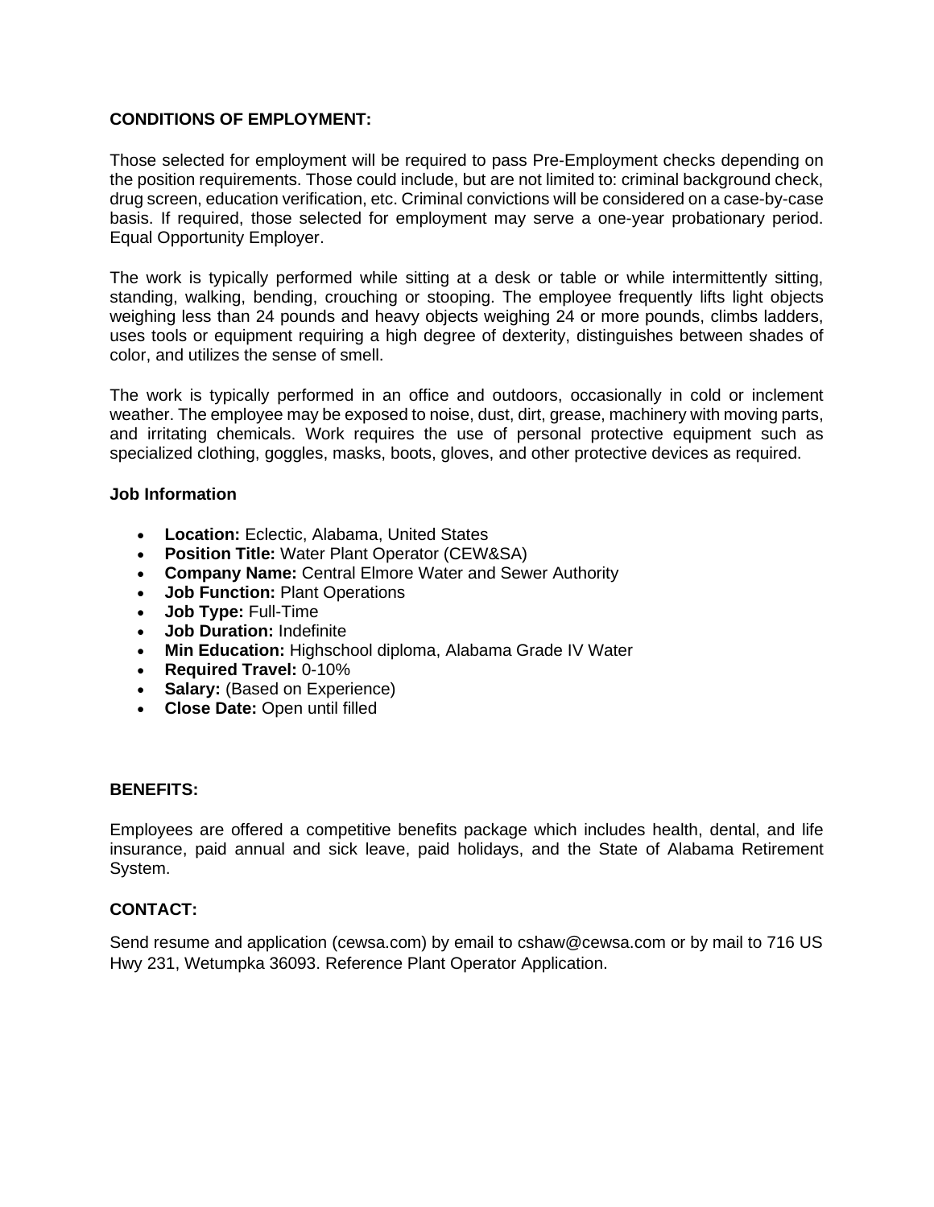**CONDITIONS OF EMPLOYMENT:**

Those selected for employment will be required to pass Pre-Employment checks depending on the position requirements. Those could include, but are not limited to: criminal background check, drug screen, education verification, etc. Criminal convictions will be considered on a case-by-case basis. If required, those selected for employment may serve a one-year probationary period. Equal Opportunity Employer.

The work is typically performed while sitting at a desk or table or while intermittently sitting, standing, walking, bending, crouching or stooping. The employee frequently lifts light objects weighing less than 24 pounds and heavy objects weighing 24 or more pounds, climbs ladders, uses tools or equipment requiring a high degree of dexterity, distinguishes between shades of color, and utilizes the sense of smell.

The work is typically performed in an office and outdoors, occasionally in cold or inclement weather. The employee may be exposed to noise, dust, dirt, grease, machinery with moving parts, and irritating chemicals. Work requires the use of personal protective equipment such as specialized clothing, goggles, masks, boots, gloves, and other protective devices as required.

**Job Information**

- **Location:** Eclectic, Alabama, United States
- **Position Title:** Water Plant Operator (CEW&SA)
- **Company Name:** Central Elmore Water and Sewer Authority
- **Job Function:** Plant Operations
- **Job Type:** Full-Time
- **Job Duration:** Indefinite
- **Min Education:** Highschool diploma, Alabama Grade IV Water
- **Required Travel:** 0-10%
- **Salary:** (Based on Experience)
- **Close Date:** Open until filled

**BENEFITS:**

Employees are offered a competitive benefits package which includes health, dental, and life insurance, paid annual and sick leave, paid holidays, and the State of Alabama Retirement System.

**CONTACT:**

Send resume and application (cewsa.com) by email to cshaw@cewsa.com or by mail to 716 US Hwy 231, Wetumpka 36093. Reference Plant Operator Application.